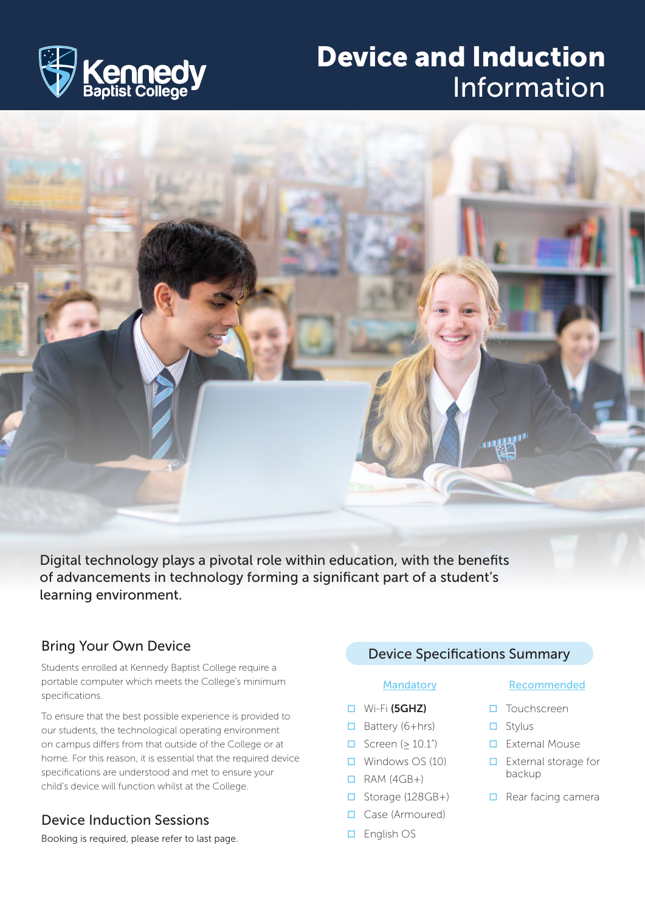Kennedy Baptist College

# Device and Induction Information

Digital technology plays a pivotal role within education, with the benefits of advancements in technology forming a significant part of a student's learning environment.

## Bring Your Own Device

Students enrolled at Kennedy Baptist College require a portable computer which meets the College's minimum specifications.

To ensure that the best possible experience is provided to our students, the technological operating environment on campus differs from that outside of the College or at home. For this reason, it is essential that the required device specifications are understood and met to ensure your child's device will function whilst at the College.

## Device Induction Sessions

Booking is required, please refer to last page.

## Device Specifications Summary

**Mandatory**

- Wi-Fi **(5GHZ)**
- Battery (6+hrs)
- Screen (≥ 10.1")
- Windows OS (10)
- RAM (4GB+)
- Storage (128GB+)
- Case (Armoured)
- English OS

**Recommended**

- Touchscreen
- Stylus
- External Mouse
- External storage for backup
- Rear facing camera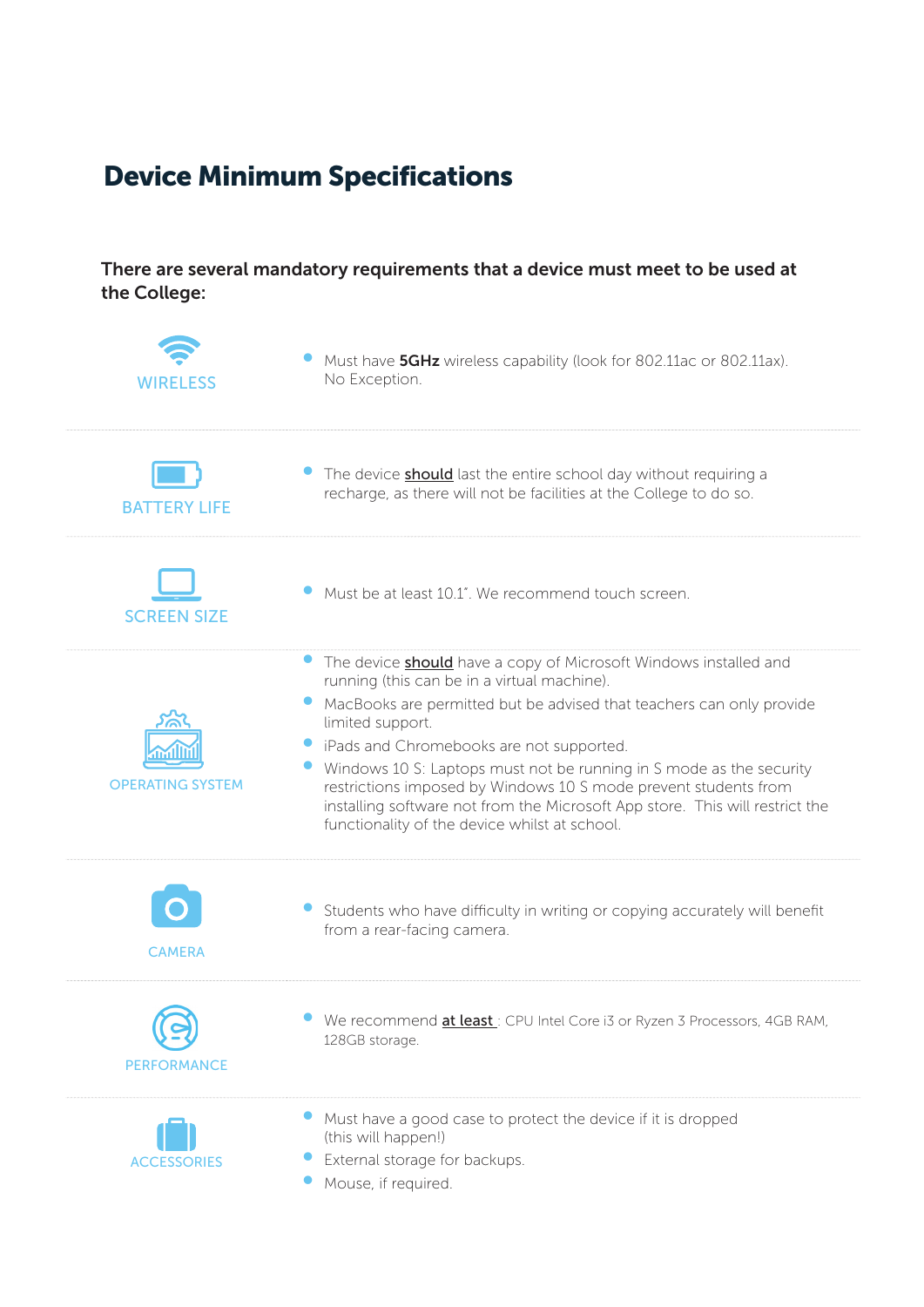# Device Minimum Specifications

**There are several mandatory requirements that a device must meet to be used at the College:**

### WIRELESS

- Must have **5GHz** wireless capability (look for 802.11ac or 802.11ax). No Exception.

### BATTERY LIFE

- The device <u>should</u> last the entire school day without requiring a recharge, as there will not be facilities at the College to do so.

### SCREEN SIZE

- Must be at least 10.1". We recommend touch screen.

### OPERATING SYSTEM

- The device <u>should</u> have a copy of Microsoft Windows installed and running (this can be in a virtual machine).
- MacBooks are permitted but be advised that teachers can only provide limited support.
- iPads and Chromebooks are not supported.
- Windows 10 S: Laptops must not be running in S mode as the security restrictions imposed by Windows 10 S mode prevent students from installing software not from the Microsoft App store. This will restrict the functionality of the device whilst at school.

### CAMERA

- Students who have difficulty in writing or copying accurately will benefit from a rear-facing camera.

### PERFORMANCE

- We recommend <u>at least</u> : CPU Intel Core i3 or Ryzen 3 Processors, 4GB RAM, 128GB storage.

### ACCESSORIES

- Must have a good case to protect the device if it is dropped (this will happen!)
- External storage for backups.
- Mouse, if required.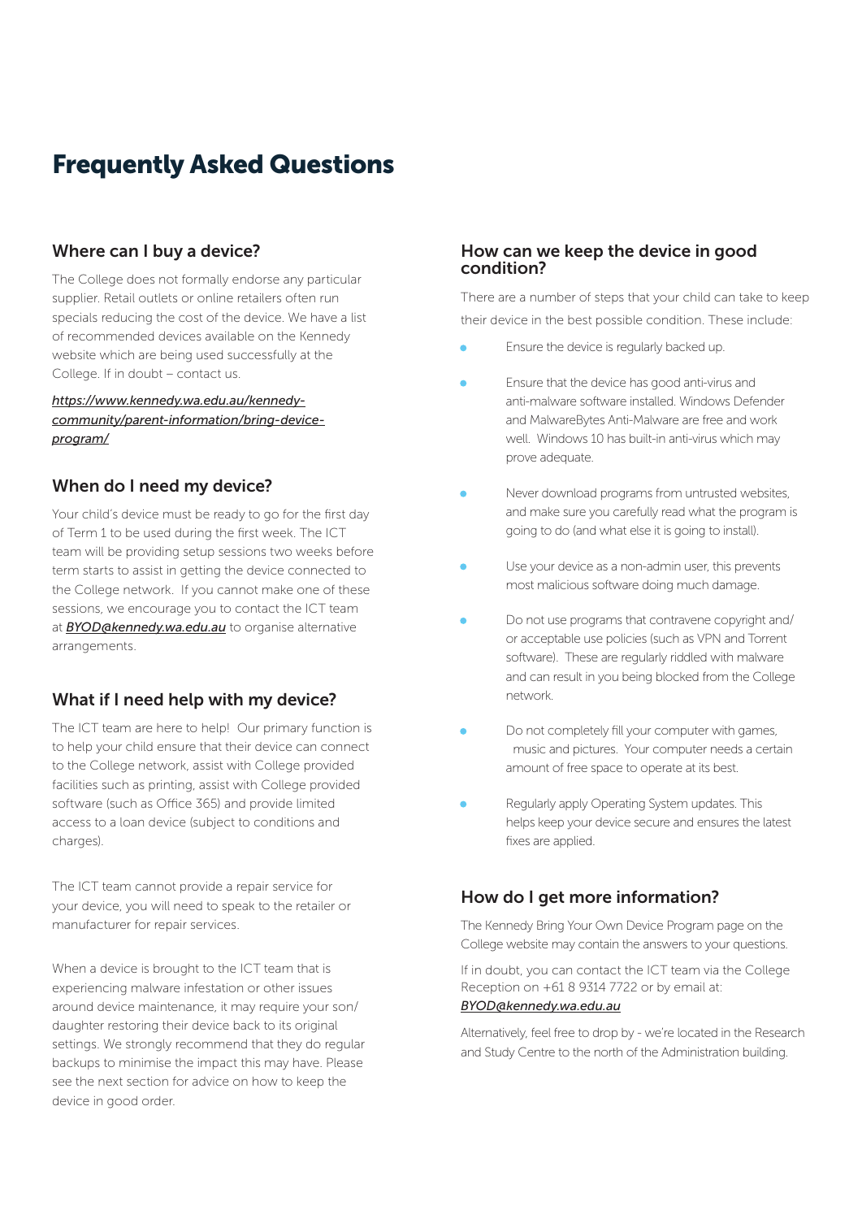# Frequently Asked Questions

## Where can I buy a device?

The College does not formally endorse any particular supplier. Retail outlets or online retailers often run specials reducing the cost of the device. We have a list of recommended devices available on the Kennedy website which are being used successfully at the College. If in doubt – contact us.

*https://www.kennedy.wa.edu.au/kennedy-community/parent-information/bring-device-program/*

## When do I need my device?

Your child's device must be ready to go for the first day of Term 1 to be used during the first week. The ICT team will be providing setup sessions two weeks before term starts to assist in getting the device connected to the College network. If you cannot make one of these sessions, we encourage you to contact the ICT team at ***BYOD@kennedy.wa.edu.au*** to organise alternative arrangements.

## What if I need help with my device?

The ICT team are here to help! Our primary function is to help your child ensure that their device can connect to the College network, assist with College provided facilities such as printing, assist with College provided software (such as Office 365) and provide limited access to a loan device (subject to conditions and charges).

The ICT team cannot provide a repair service for your device, you will need to speak to the retailer or manufacturer for repair services.

When a device is brought to the ICT team that is experiencing malware infestation or other issues around device maintenance, it may require your son/daughter restoring their device back to its original settings. We strongly recommend that they do regular backups to minimise the impact this may have. Please see the next section for advice on how to keep the device in good order.

## How can we keep the device in good condition?

There are a number of steps that your child can take to keep their device in the best possible condition. These include:

- Ensure the device is regularly backed up.
- Ensure that the device has good anti-virus and anti-malware software installed. Windows Defender and MalwareBytes Anti-Malware are free and work well. Windows 10 has built-in anti-virus which may prove adequate.
- Never download programs from untrusted websites, and make sure you carefully read what the program is going to do (and what else it is going to install).
- Use your device as a non-admin user, this prevents most malicious software doing much damage.
- Do not use programs that contravene copyright and/or acceptable use policies (such as VPN and Torrent software). These are regularly riddled with malware and can result in you being blocked from the College network.
- Do not completely fill your computer with games, music and pictures. Your computer needs a certain amount of free space to operate at its best.
- Regularly apply Operating System updates. This helps keep your device secure and ensures the latest fixes are applied.

## How do I get more information?

The Kennedy Bring Your Own Device Program page on the College website may contain the answers to your questions.

If in doubt, you can contact the ICT team via the College Reception on +61 8 9314 7722 or by email at: *BYOD@kennedy.wa.edu.au*

Alternatively, feel free to drop by - we're located in the Research and Study Centre to the north of the Administration building.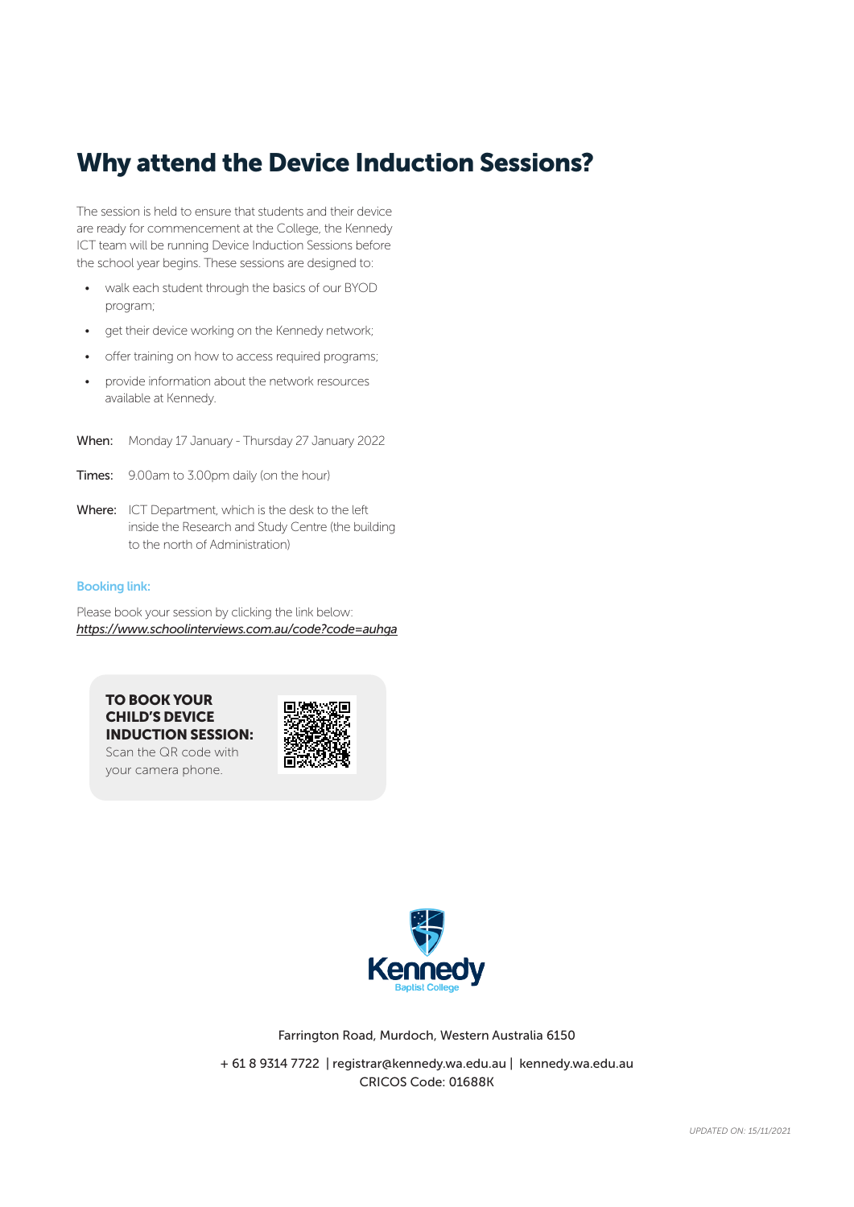# Why attend the Device Induction Sessions?

The session is held to ensure that students and their device are ready for commencement at the College, the Kennedy ICT team will be running Device Induction Sessions before the school year begins. These sessions are designed to:

- walk each student through the basics of our BYOD program;
- get their device working on the Kennedy network;
- offer training on how to access required programs;
- provide information about the network resources available at Kennedy.

**When:** Monday 17 January - Thursday 27 January 2022

**Times:** 9.00am to 3.00pm daily (on the hour)

**Where:** ICT Department, which is the desk to the left inside the Research and Study Centre (the building to the north of Administration)

**Booking link:**

Please book your session by clicking the link below:
*https://www.schoolinterviews.com.au/code?code=auhga*

**TO BOOK YOUR CHILD'S DEVICE INDUCTION SESSION:**
Scan the QR code with your camera phone.

Kennedy Baptist College

Farrington Road, Murdoch, Western Australia 6150

+ 61 8 9314 7722 | registrar@kennedy.wa.edu.au | kennedy.wa.edu.au
CRICOS Code: 01688K

*UPDATED ON: 15/11/2021*